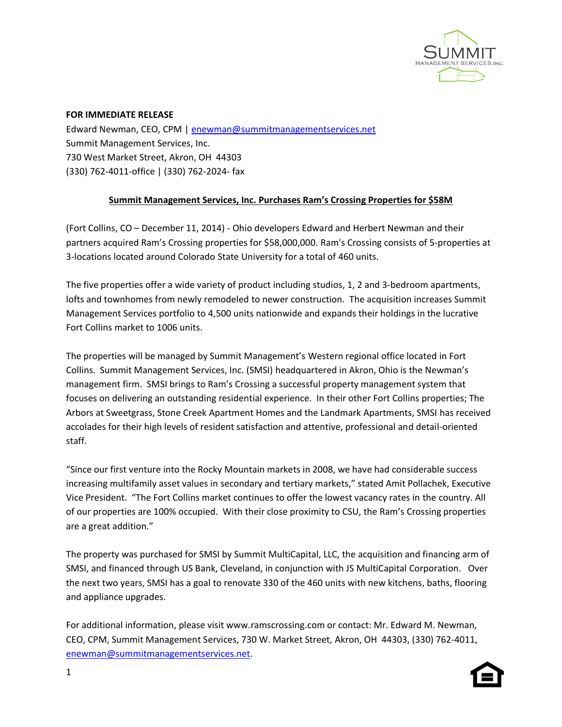**FOR IMMEDIATE RELEASE**

Edward Newman, CEO, CPM | enewman@summitmanagementservices.net
Summit Management Services, Inc.
730 West Market Street, Akron, OH 44303
(330) 762-4011-office | (330) 762-2024- fax

## Summit Management Services, Inc. Purchases Ram's Crossing Properties for $58M

(Fort Collins, CO – December 11, 2014) - Ohio developers Edward and Herbert Newman and their partners acquired Ram's Crossing properties for $58,000,000. Ram's Crossing consists of 5-properties at 3-locations located around Colorado State University for a total of 460 units.

The five properties offer a wide variety of product including studios, 1, 2 and 3-bedroom apartments, lofts and townhomes from newly remodeled to newer construction. The acquisition increases Summit Management Services portfolio to 4,500 units nationwide and expands their holdings in the lucrative Fort Collins market to 1006 units.

The properties will be managed by Summit Management's Western regional office located in Fort Collins. Summit Management Services, Inc. (SMSI) headquartered in Akron, Ohio is the Newman's management firm. SMSI brings to Ram's Crossing a successful property management system that focuses on delivering an outstanding residential experience. In their other Fort Collins properties; The Arbors at Sweetgrass, Stone Creek Apartment Homes and the Landmark Apartments, SMSI has received accolades for their high levels of resident satisfaction and attentive, professional and detail-oriented staff.

"Since our first venture into the Rocky Mountain markets in 2008, we have had considerable success increasing multifamily asset values in secondary and tertiary markets," stated Amit Pollachek, Executive Vice President. "The Fort Collins market continues to offer the lowest vacancy rates in the country. All of our properties are 100% occupied. With their close proximity to CSU, the Ram's Crossing properties are a great addition."

The property was purchased for SMSI by Summit MultiCapital, LLC, the acquisition and financing arm of SMSI, and financed through US Bank, Cleveland, in conjunction with JS MultiCapital Corporation. Over the next two years, SMSI has a goal to renovate 330 of the 460 units with new kitchens, baths, flooring and appliance upgrades.

For additional information, please visit www.ramscrossing.com or contact: Mr. Edward M. Newman, CEO, CPM, Summit Management Services, 730 W. Market Street, Akron, OH 44303, (330) 762-4011, enewman@summitmanagementservices.net.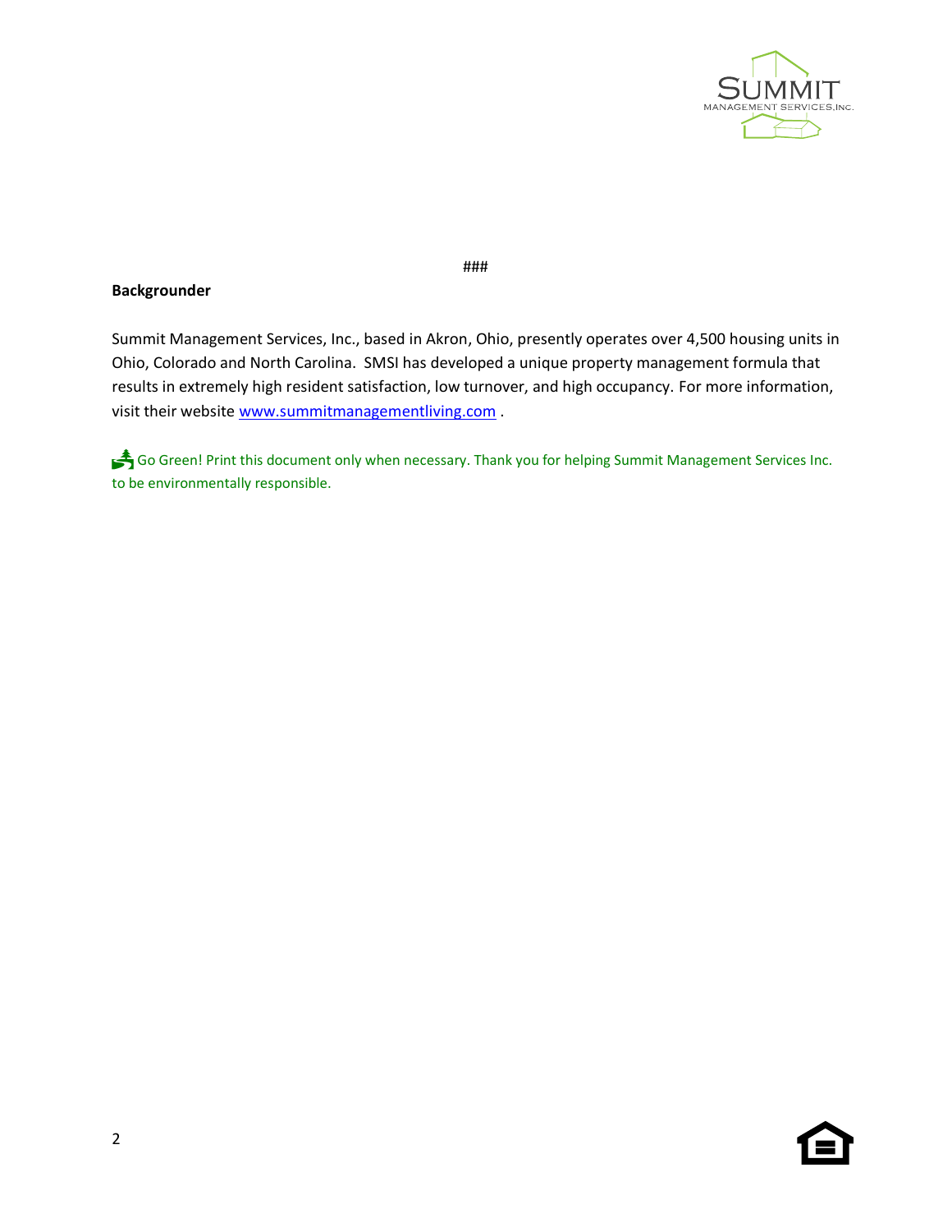###

**Backgrounder**

Summit Management Services, Inc., based in Akron, Ohio, presently operates over 4,500 housing units in Ohio, Colorado and North Carolina. SMSI has developed a unique property management formula that results in extremely high resident satisfaction, low turnover, and high occupancy. For more information, visit their website www.summitmanagementliving.com .

Go Green! Print this document only when necessary. Thank you for helping Summit Management Services Inc. to be environmentally responsible.